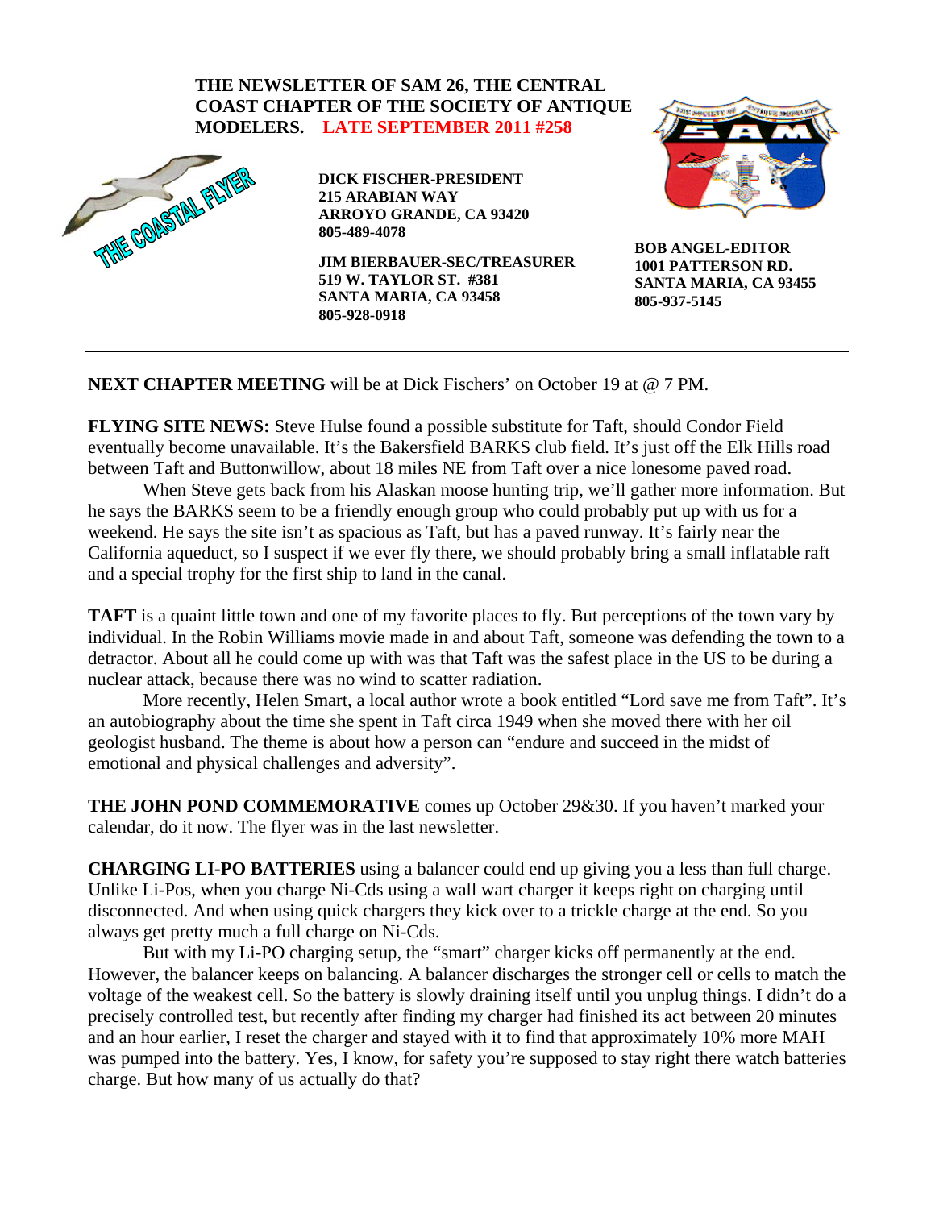**THE NEWSLETTER OF SAM 26, THE CENTRAL COAST CHAPTER OF THE SOCIETY OF ANTIQUE MODELERS. LATE SEPTEMBER 2011 #258**

THE COASTAL FLYER

**DICK FISCHER-PRESIDENT**
**215 ARABIAN WAY**
**ARROYO GRANDE, CA 93420**
**805-489-4078**

**JIM BIERBAUER-SEC/TREASURER**
**519 W. TAYLOR ST. #381**
**SANTA MARIA, CA 93458**
**805-928-0918**

**BOB ANGEL-EDITOR**
**1001 PATTERSON RD.**
**SANTA MARIA, CA 93455**
**805-937-5145**

---

**NEXT CHAPTER MEETING** will be at Dick Fischers' on October 19 at @ 7 PM.

**FLYING SITE NEWS:** Steve Hulse found a possible substitute for Taft, should Condor Field eventually become unavailable. It's the Bakersfield BARKS club field. It's just off the Elk Hills road between Taft and Buttonwillow, about 18 miles NE from Taft over a nice lonesome paved road.

When Steve gets back from his Alaskan moose hunting trip, we'll gather more information. But he says the BARKS seem to be a friendly enough group who could probably put up with us for a weekend. He says the site isn't as spacious as Taft, but has a paved runway. It's fairly near the California aqueduct, so I suspect if we ever fly there, we should probably bring a small inflatable raft and a special trophy for the first ship to land in the canal.

**TAFT** is a quaint little town and one of my favorite places to fly. But perceptions of the town vary by individual. In the Robin Williams movie made in and about Taft, someone was defending the town to a detractor. About all he could come up with was that Taft was the safest place in the US to be during a nuclear attack, because there was no wind to scatter radiation.

More recently, Helen Smart, a local author wrote a book entitled "Lord save me from Taft". It's an autobiography about the time she spent in Taft circa 1949 when she moved there with her oil geologist husband. The theme is about how a person can "endure and succeed in the midst of emotional and physical challenges and adversity".

**THE JOHN POND COMMEMORATIVE** comes up October 29&30. If you haven't marked your calendar, do it now. The flyer was in the last newsletter.

**CHARGING LI-PO BATTERIES** using a balancer could end up giving you a less than full charge. Unlike Li-Pos, when you charge Ni-Cds using a wall wart charger it keeps right on charging until disconnected. And when using quick chargers they kick over to a trickle charge at the end. So you always get pretty much a full charge on Ni-Cds.

But with my Li-PO charging setup, the "smart" charger kicks off permanently at the end. However, the balancer keeps on balancing. A balancer discharges the stronger cell or cells to match the voltage of the weakest cell. So the battery is slowly draining itself until you unplug things. I didn't do a precisely controlled test, but recently after finding my charger had finished its act between 20 minutes and an hour earlier, I reset the charger and stayed with it to find that approximately 10% more MAH was pumped into the battery. Yes, I know, for safety you're supposed to stay right there watch batteries charge. But how many of us actually do that?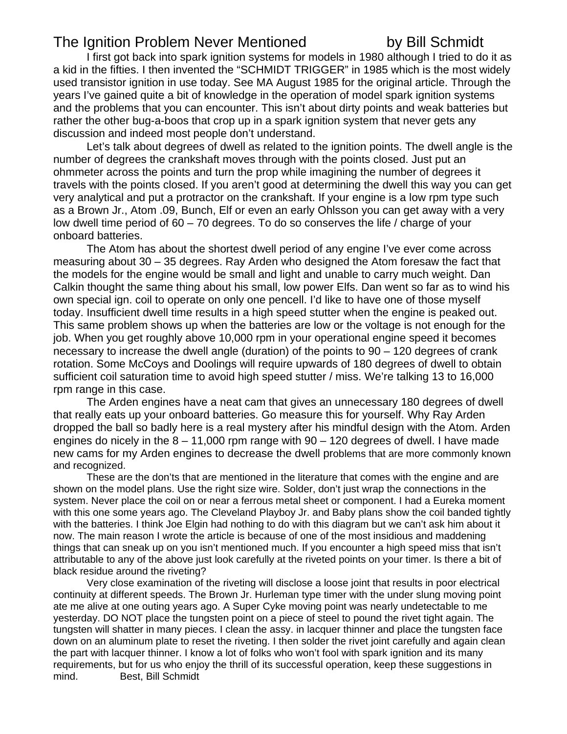# The Ignition Problem Never Mentioned by Bill Schmidt

I first got back into spark ignition systems for models in 1980 although I tried to do it as a kid in the fifties. I then invented the "SCHMIDT TRIGGER" in 1985 which is the most widely used transistor ignition in use today. See MA August 1985 for the original article. Through the years I've gained quite a bit of knowledge in the operation of model spark ignition systems and the problems that you can encounter. This isn't about dirty points and weak batteries but rather the other bug-a-boos that crop up in a spark ignition system that never gets any discussion and indeed most people don't understand.

Let's talk about degrees of dwell as related to the ignition points. The dwell angle is the number of degrees the crankshaft moves through with the points closed. Just put an ohmmeter across the points and turn the prop while imagining the number of degrees it travels with the points closed. If you aren't good at determining the dwell this way you can get very analytical and put a protractor on the crankshaft. If your engine is a low rpm type such as a Brown Jr., Atom .09, Bunch, Elf or even an early Ohlsson you can get away with a very low dwell time period of 60 – 70 degrees. To do so conserves the life / charge of your onboard batteries.

The Atom has about the shortest dwell period of any engine I've ever come across measuring about 30 – 35 degrees. Ray Arden who designed the Atom foresaw the fact that the models for the engine would be small and light and unable to carry much weight. Dan Calkin thought the same thing about his small, low power Elfs. Dan went so far as to wind his own special ign. coil to operate on only one pencell. I'd like to have one of those myself today. Insufficient dwell time results in a high speed stutter when the engine is peaked out. This same problem shows up when the batteries are low or the voltage is not enough for the job. When you get roughly above 10,000 rpm in your operational engine speed it becomes necessary to increase the dwell angle (duration) of the points to 90 – 120 degrees of crank rotation. Some McCoys and Doolings will require upwards of 180 degrees of dwell to obtain sufficient coil saturation time to avoid high speed stutter / miss. We're talking 13 to 16,000 rpm range in this case.

The Arden engines have a neat cam that gives an unnecessary 180 degrees of dwell that really eats up your onboard batteries. Go measure this for yourself. Why Ray Arden dropped the ball so badly here is a real mystery after his mindful design with the Atom. Arden engines do nicely in the 8 – 11,000 rpm range with 90 – 120 degrees of dwell. I have made new cams for my Arden engines to decrease the dwell problems that are more commonly known and recognized.

These are the don'ts that are mentioned in the literature that comes with the engine and are shown on the model plans. Use the right size wire. Solder, don't just wrap the connections in the system. Never place the coil on or near a ferrous metal sheet or component. I had a Eureka moment with this one some years ago. The Cleveland Playboy Jr. and Baby plans show the coil banded tightly with the batteries. I think Joe Elgin had nothing to do with this diagram but we can't ask him about it now. The main reason I wrote the article is because of one of the most insidious and maddening things that can sneak up on you isn't mentioned much. If you encounter a high speed miss that isn't attributable to any of the above just look carefully at the riveted points on your timer. Is there a bit of black residue around the riveting?

Very close examination of the riveting will disclose a loose joint that results in poor electrical continuity at different speeds. The Brown Jr. Hurleman type timer with the under slung moving point ate me alive at one outing years ago. A Super Cyke moving point was nearly undetectable to me yesterday. DO NOT place the tungsten point on a piece of steel to pound the rivet tight again. The tungsten will shatter in many pieces. I clean the assy. in lacquer thinner and place the tungsten face down on an aluminum plate to reset the riveting. I then solder the rivet joint carefully and again clean the part with lacquer thinner. I know a lot of folks who won't fool with spark ignition and its many requirements, but for us who enjoy the thrill of its successful operation, keep these suggestions in mind. Best, Bill Schmidt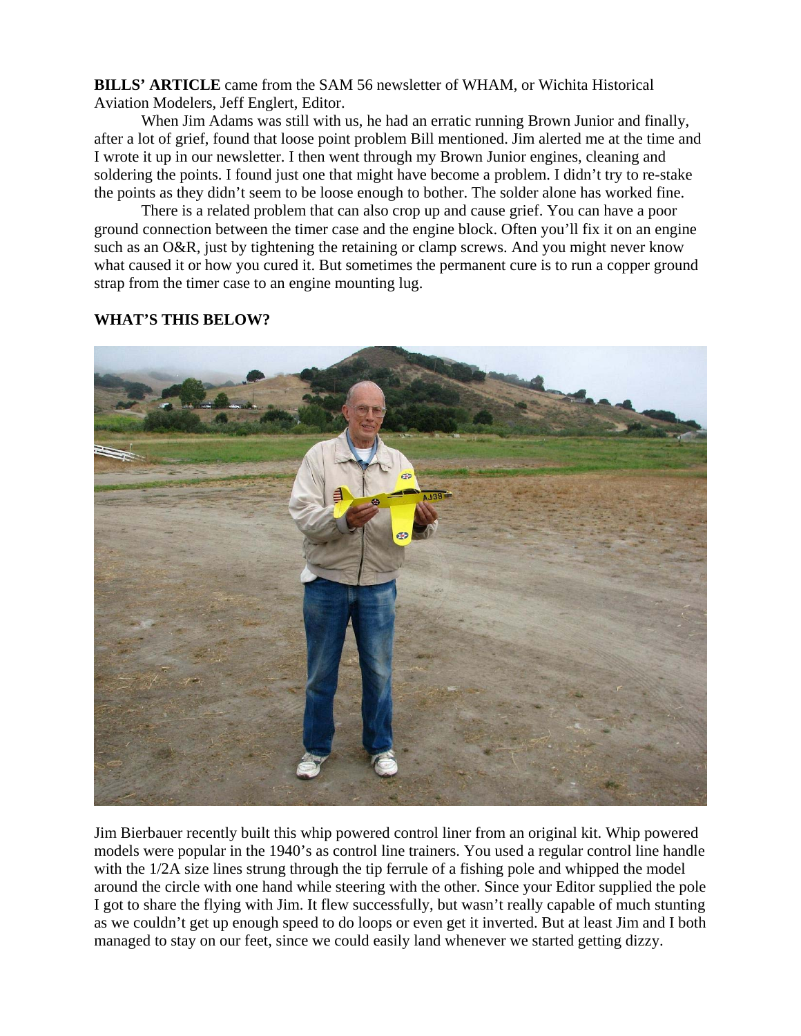**BILLS' ARTICLE** came from the SAM 56 newsletter of WHAM, or Wichita Historical Aviation Modelers, Jeff Englert, Editor.

When Jim Adams was still with us, he had an erratic running Brown Junior and finally, after a lot of grief, found that loose point problem Bill mentioned. Jim alerted me at the time and I wrote it up in our newsletter. I then went through my Brown Junior engines, cleaning and soldering the points. I found just one that might have become a problem. I didn't try to re-stake the points as they didn't seem to be loose enough to bother. The solder alone has worked fine.

There is a related problem that can also crop up and cause grief. You can have a poor ground connection between the timer case and the engine block. Often you'll fix it on an engine such as an O&R, just by tightening the retaining or clamp screws. And you might never know what caused it or how you cured it. But sometimes the permanent cure is to run a copper ground strap from the timer case to an engine mounting lug.

**WHAT'S THIS BELOW?**

Jim Bierbauer recently built this whip powered control liner from an original kit. Whip powered models were popular in the 1940's as control line trainers. You used a regular control line handle with the 1/2A size lines strung through the tip ferrule of a fishing pole and whipped the model around the circle with one hand while steering with the other. Since your Editor supplied the pole I got to share the flying with Jim. It flew successfully, but wasn't really capable of much stunting as we couldn't get up enough speed to do loops or even get it inverted. But at least Jim and I both managed to stay on our feet, since we could easily land whenever we started getting dizzy.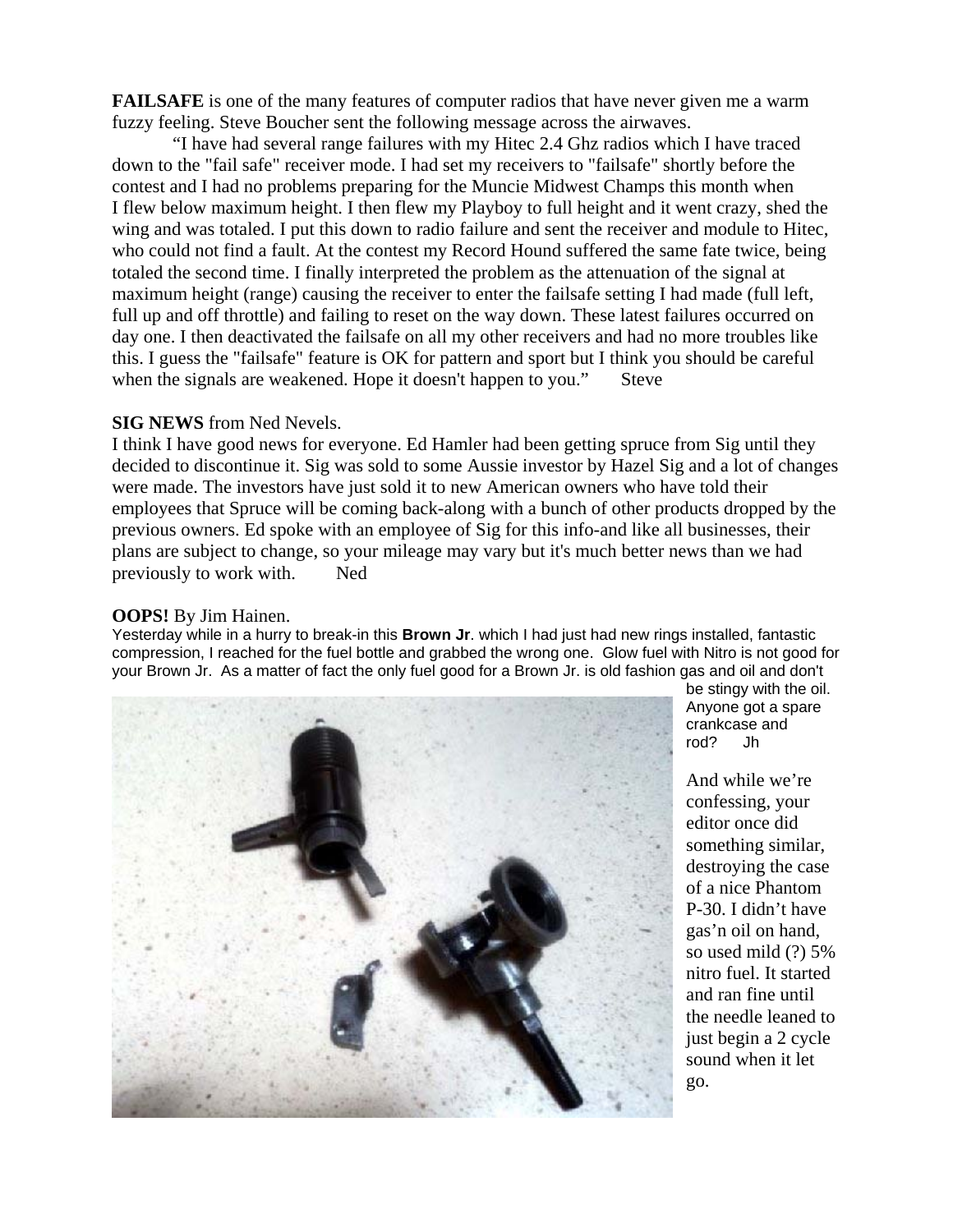**FAILSAFE** is one of the many features of computer radios that have never given me a warm fuzzy feeling. Steve Boucher sent the following message across the airwaves.

"I have had several range failures with my Hitec 2.4 Ghz radios which I have traced down to the "fail safe" receiver mode. I had set my receivers to "failsafe" shortly before the contest and I had no problems preparing for the Muncie Midwest Champs this month when I flew below maximum height. I then flew my Playboy to full height and it went crazy, shed the wing and was totaled. I put this down to radio failure and sent the receiver and module to Hitec, who could not find a fault. At the contest my Record Hound suffered the same fate twice, being totaled the second time. I finally interpreted the problem as the attenuation of the signal at maximum height (range) causing the receiver to enter the failsafe setting I had made (full left, full up and off throttle) and failing to reset on the way down. These latest failures occurred on day one. I then deactivated the failsafe on all my other receivers and had no more troubles like this. I guess the "failsafe" feature is OK for pattern and sport but I think you should be careful when the signals are weakened. Hope it doesn't happen to you." Steve

**SIG NEWS** from Ned Nevels.

I think I have good news for everyone. Ed Hamler had been getting spruce from Sig until they decided to discontinue it. Sig was sold to some Aussie investor by Hazel Sig and a lot of changes were made. The investors have just sold it to new American owners who have told their employees that Spruce will be coming back-along with a bunch of other products dropped by the previous owners. Ed spoke with an employee of Sig for this info-and like all businesses, their plans are subject to change, so your mileage may vary but it's much better news than we had previously to work with. Ned

**OOPS!** By Jim Hainen.

Yesterday while in a hurry to break-in this **Brown Jr**. which I had just had new rings installed, fantastic compression, I reached for the fuel bottle and grabbed the wrong one. Glow fuel with Nitro is not good for your Brown Jr. As a matter of fact the only fuel good for a Brown Jr. is old fashion gas and oil and don't be stingy with the oil. Anyone got a spare crankcase and rod? Jh

And while we're confessing, your editor once did something similar, destroying the case of a nice Phantom P-30. I didn't have gas'n oil on hand, so used mild (?) 5% nitro fuel. It started and ran fine until the needle leaned to just begin a 2 cycle sound when it let go.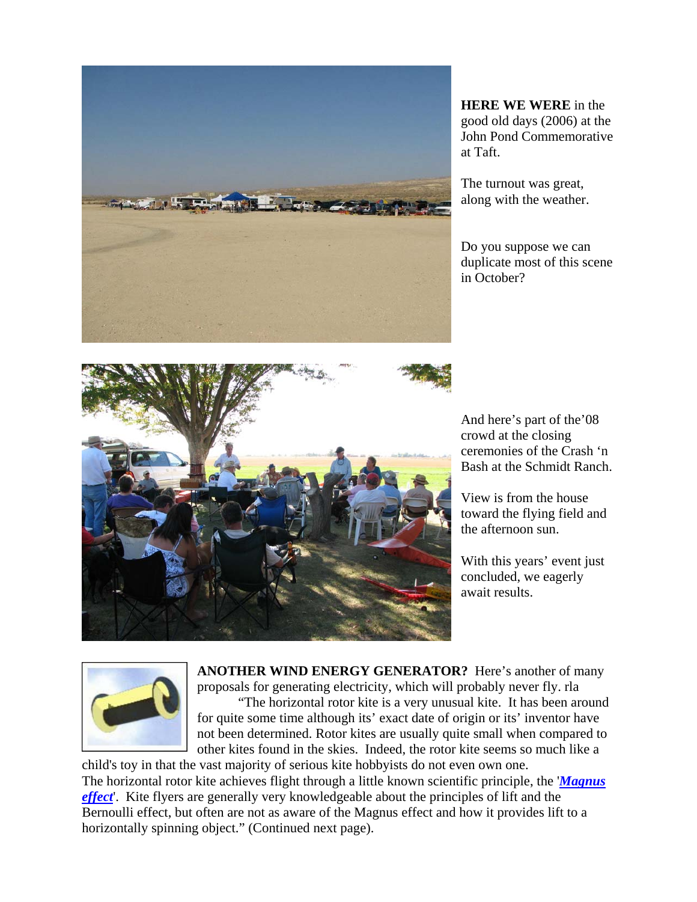**HERE WE WERE** in the good old days (2006) at the John Pond Commemorative at Taft.

The turnout was great, along with the weather.

Do you suppose we can duplicate most of this scene in October?

And here's part of the'08 crowd at the closing ceremonies of the Crash 'n Bash at the Schmidt Ranch.

View is from the house toward the flying field and the afternoon sun.

With this years' event just concluded, we eagerly await results.

**ANOTHER WIND ENERGY GENERATOR?** Here's another of many proposals for generating electricity, which will probably never fly. rla

"The horizontal rotor kite is a very unusual kite. It has been around for quite some time although its' exact date of origin or its' inventor have not been determined. Rotor kites are usually quite small when compared to other kites found in the skies. Indeed, the rotor kite seems so much like a child's toy in that the vast majority of serious kite hobbyists do not even own one. The horizontal rotor kite achieves flight through a little known scientific principle, the '***Magnus effect***'. Kite flyers are generally very knowledgeable about the principles of lift and the Bernoulli effect, but often are not as aware of the Magnus effect and how it provides lift to a horizontally spinning object." (Continued next page).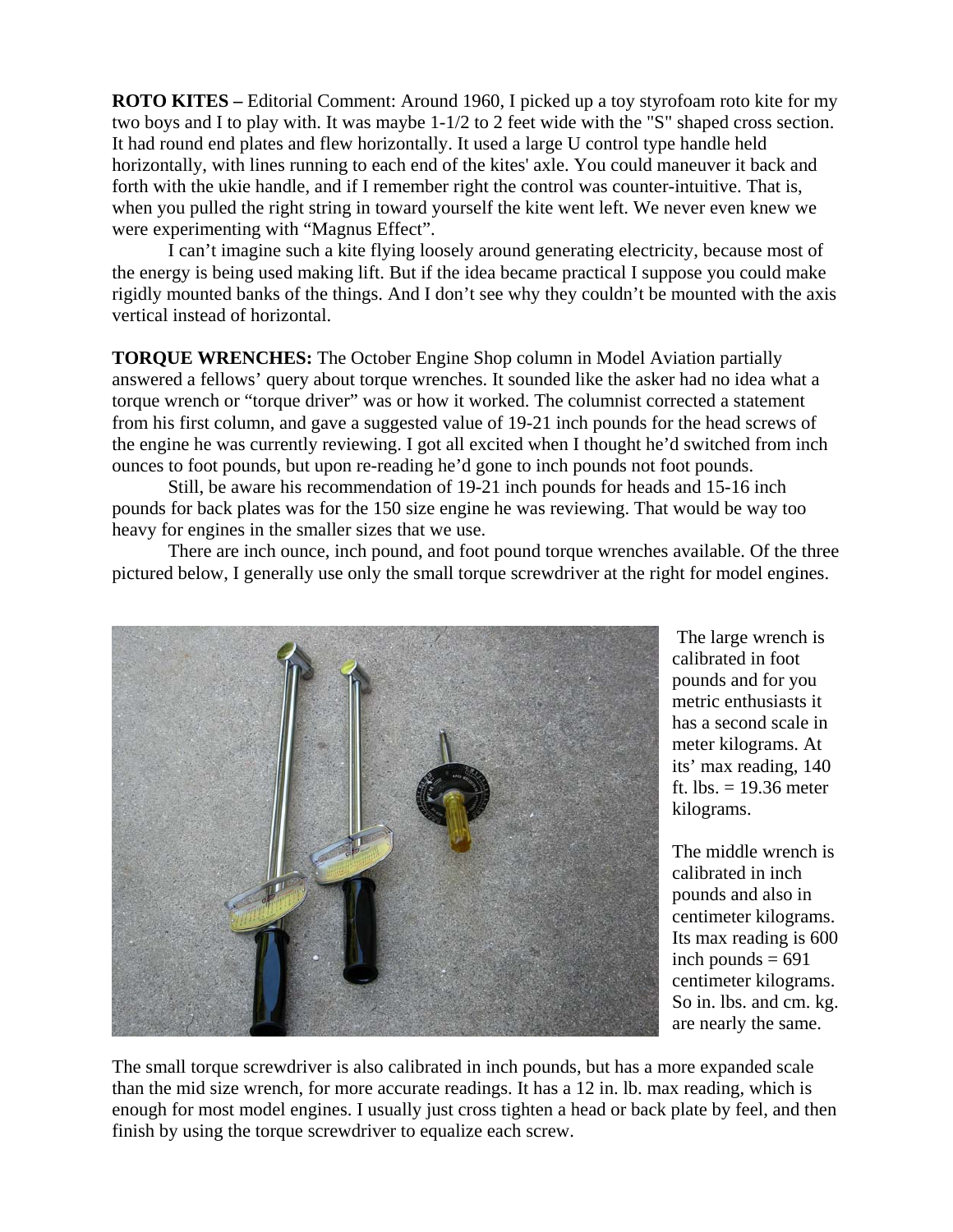**ROTO KITES –** Editorial Comment: Around 1960, I picked up a toy styrofoam roto kite for my two boys and I to play with. It was maybe 1-1/2 to 2 feet wide with the "S" shaped cross section. It had round end plates and flew horizontally. It used a large U control type handle held horizontally, with lines running to each end of the kites' axle. You could maneuver it back and forth with the ukie handle, and if I remember right the control was counter-intuitive. That is, when you pulled the right string in toward yourself the kite went left. We never even knew we were experimenting with "Magnus Effect".

I can't imagine such a kite flying loosely around generating electricity, because most of the energy is being used making lift. But if the idea became practical I suppose you could make rigidly mounted banks of the things. And I don't see why they couldn't be mounted with the axis vertical instead of horizontal.

**TORQUE WRENCHES:** The October Engine Shop column in Model Aviation partially answered a fellows' query about torque wrenches. It sounded like the asker had no idea what a torque wrench or "torque driver" was or how it worked. The columnist corrected a statement from his first column, and gave a suggested value of 19-21 inch pounds for the head screws of the engine he was currently reviewing. I got all excited when I thought he'd switched from inch ounces to foot pounds, but upon re-reading he'd gone to inch pounds not foot pounds.

Still, be aware his recommendation of 19-21 inch pounds for heads and 15-16 inch pounds for back plates was for the 150 size engine he was reviewing. That would be way too heavy for engines in the smaller sizes that we use.

There are inch ounce, inch pound, and foot pound torque wrenches available. Of the three pictured below, I generally use only the small torque screwdriver at the right for model engines.

The large wrench is calibrated in foot pounds and for you metric enthusiasts it has a second scale in meter kilograms. At its' max reading, 140 ft. lbs. = 19.36 meter kilograms.

The middle wrench is calibrated in inch pounds and also in centimeter kilograms. Its max reading is 600 inch pounds = 691 centimeter kilograms. So in. lbs. and cm. kg. are nearly the same.

The small torque screwdriver is also calibrated in inch pounds, but has a more expanded scale than the mid size wrench, for more accurate readings. It has a 12 in. lb. max reading, which is enough for most model engines. I usually just cross tighten a head or back plate by feel, and then finish by using the torque screwdriver to equalize each screw.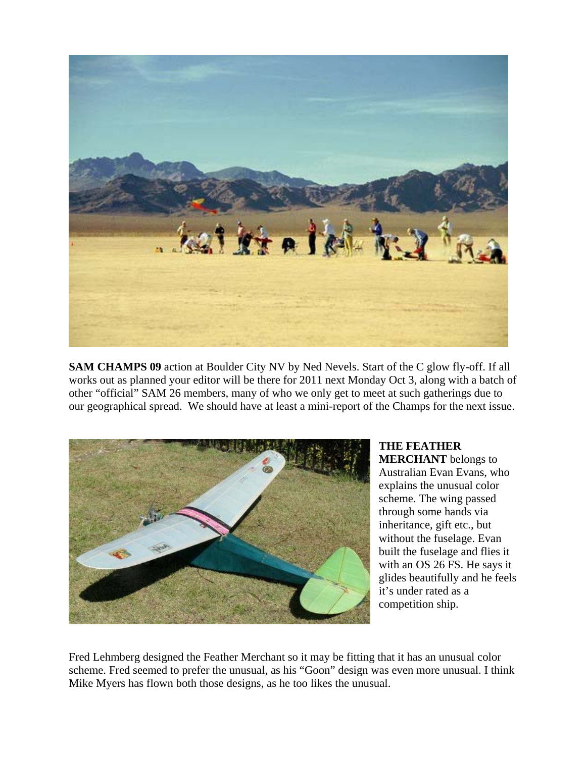**SAM CHAMPS 09** action at Boulder City NV by Ned Nevels. Start of the C glow fly-off. If all works out as planned your editor will be there for 2011 next Monday Oct 3, along with a batch of other "official" SAM 26 members, many of who we only get to meet at such gatherings due to our geographical spread. We should have at least a mini-report of the Champs for the next issue.

**THE FEATHER MERCHANT** belongs to Australian Evan Evans, who explains the unusual color scheme. The wing passed through some hands via inheritance, gift etc., but without the fuselage. Evan built the fuselage and flies it with an OS 26 FS. He says it glides beautifully and he feels it's under rated as a competition ship.

Fred Lehmberg designed the Feather Merchant so it may be fitting that it has an unusual color scheme. Fred seemed to prefer the unusual, as his "Goon" design was even more unusual. I think Mike Myers has flown both those designs, as he too likes the unusual.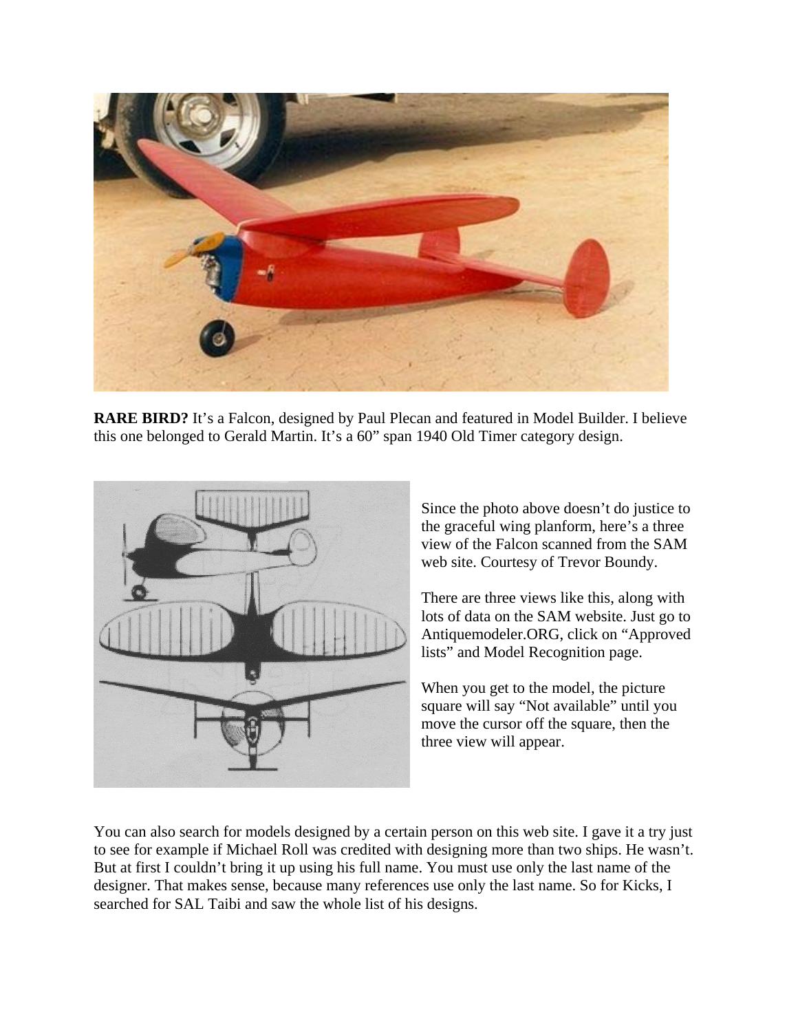**RARE BIRD?** It's a Falcon, designed by Paul Plecan and featured in Model Builder. I believe this one belonged to Gerald Martin. It's a 60" span 1940 Old Timer category design.

Since the photo above doesn't do justice to the graceful wing planform, here's a three view of the Falcon scanned from the SAM web site. Courtesy of Trevor Boundy.

There are three views like this, along with lots of data on the SAM website. Just go to Antiquemodeler.ORG, click on "Approved lists" and Model Recognition page.

When you get to the model, the picture square will say "Not available" until you move the cursor off the square, then the three view will appear.

You can also search for models designed by a certain person on this web site. I gave it a try just to see for example if Michael Roll was credited with designing more than two ships. He wasn't. But at first I couldn't bring it up using his full name. You must use only the last name of the designer. That makes sense, because many references use only the last name. So for Kicks, I searched for SAL Taibi and saw the whole list of his designs.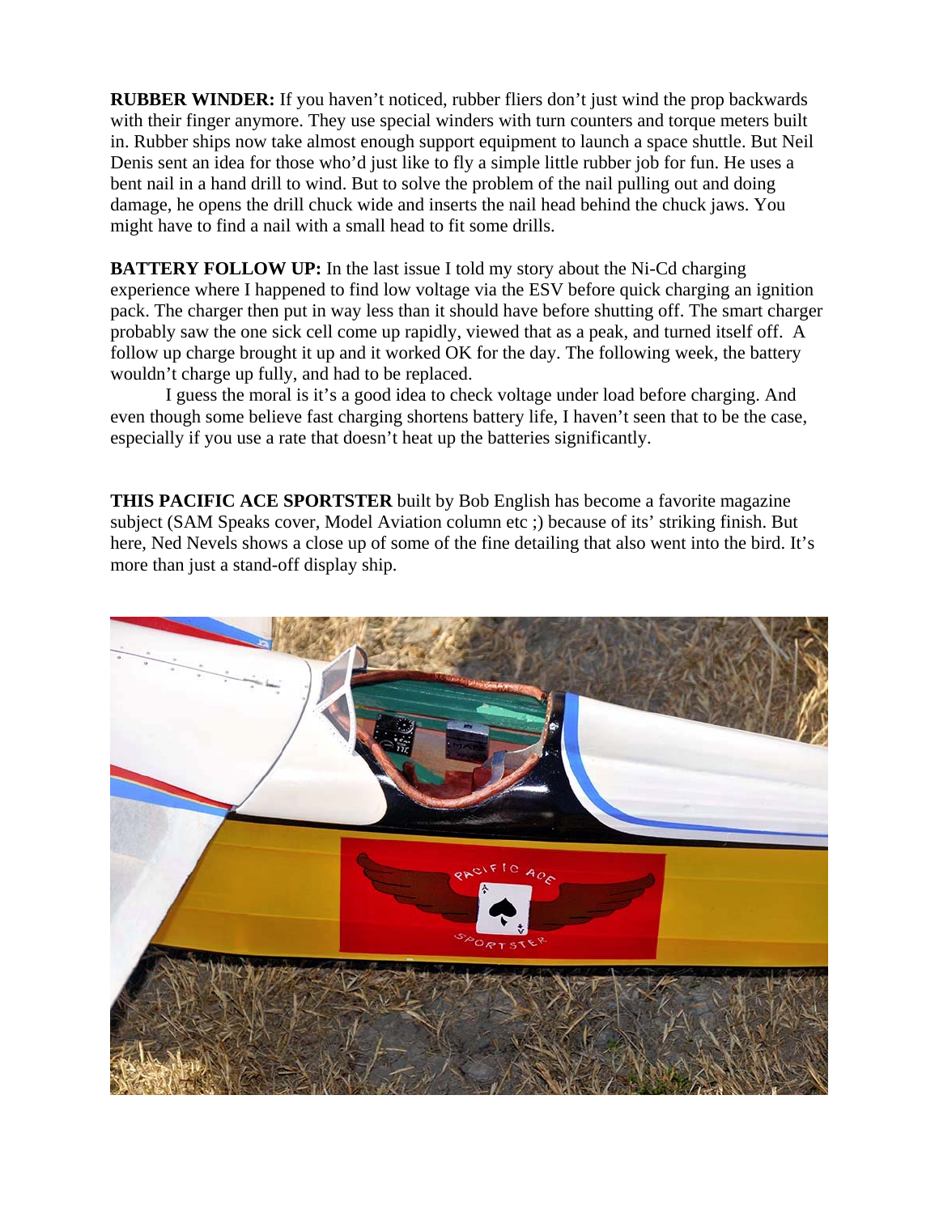**RUBBER WINDER:** If you haven't noticed, rubber fliers don't just wind the prop backwards with their finger anymore. They use special winders with turn counters and torque meters built in. Rubber ships now take almost enough support equipment to launch a space shuttle. But Neil Denis sent an idea for those who'd just like to fly a simple little rubber job for fun. He uses a bent nail in a hand drill to wind. But to solve the problem of the nail pulling out and doing damage, he opens the drill chuck wide and inserts the nail head behind the chuck jaws. You might have to find a nail with a small head to fit some drills.

**BATTERY FOLLOW UP:** In the last issue I told my story about the Ni-Cd charging experience where I happened to find low voltage via the ESV before quick charging an ignition pack. The charger then put in way less than it should have before shutting off. The smart charger probably saw the one sick cell come up rapidly, viewed that as a peak, and turned itself off. A follow up charge brought it up and it worked OK for the day. The following week, the battery wouldn't charge up fully, and had to be replaced.

I guess the moral is it's a good idea to check voltage under load before charging. And even though some believe fast charging shortens battery life, I haven't seen that to be the case, especially if you use a rate that doesn't heat up the batteries significantly.

**THIS PACIFIC ACE SPORTSTER** built by Bob English has become a favorite magazine subject (SAM Speaks cover, Model Aviation column etc ;) because of its' striking finish. But here, Ned Nevels shows a close up of some of the fine detailing that also went into the bird. It's more than just a stand-off display ship.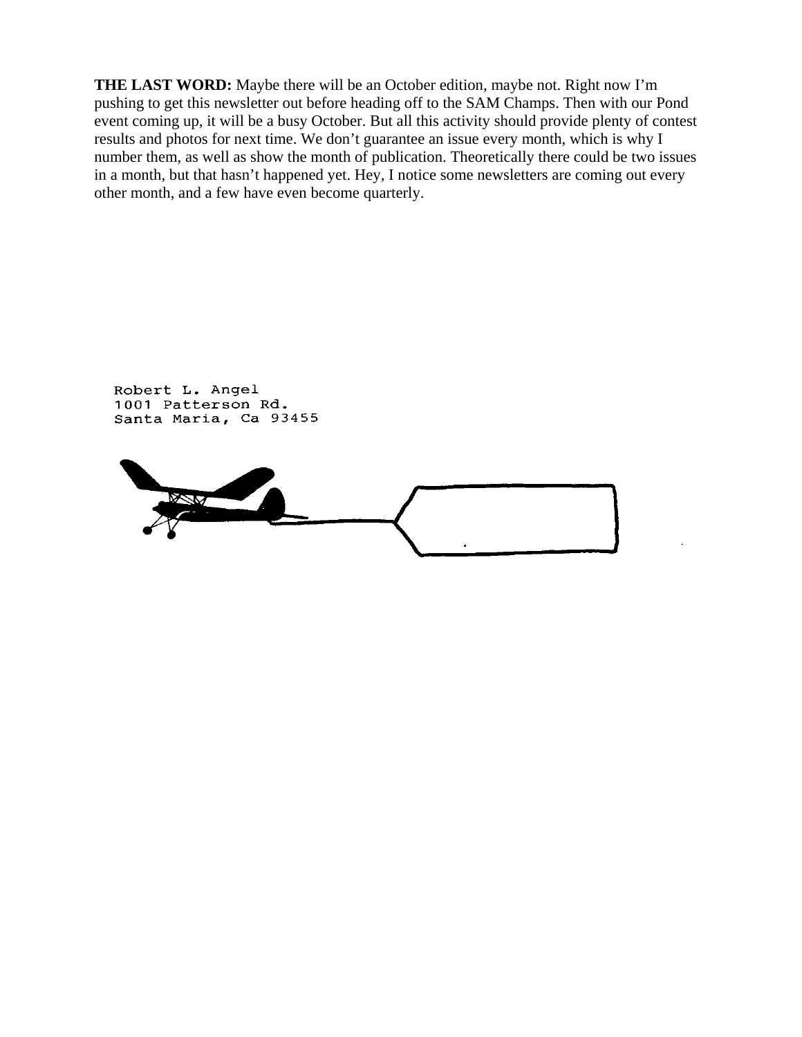**THE LAST WORD:** Maybe there will be an October edition, maybe not. Right now I'm pushing to get this newsletter out before heading off to the SAM Champs. Then with our Pond event coming up, it will be a busy October. But all this activity should provide plenty of contest results and photos for next time. We don't guarantee an issue every month, which is why I number them, as well as show the month of publication. Theoretically there could be two issues in a month, but that hasn't happened yet. Hey, I notice some newsletters are coming out every other month, and a few have even become quarterly.

Robert L. Angel
1001 Patterson Rd.
Santa Maria, Ca 93455